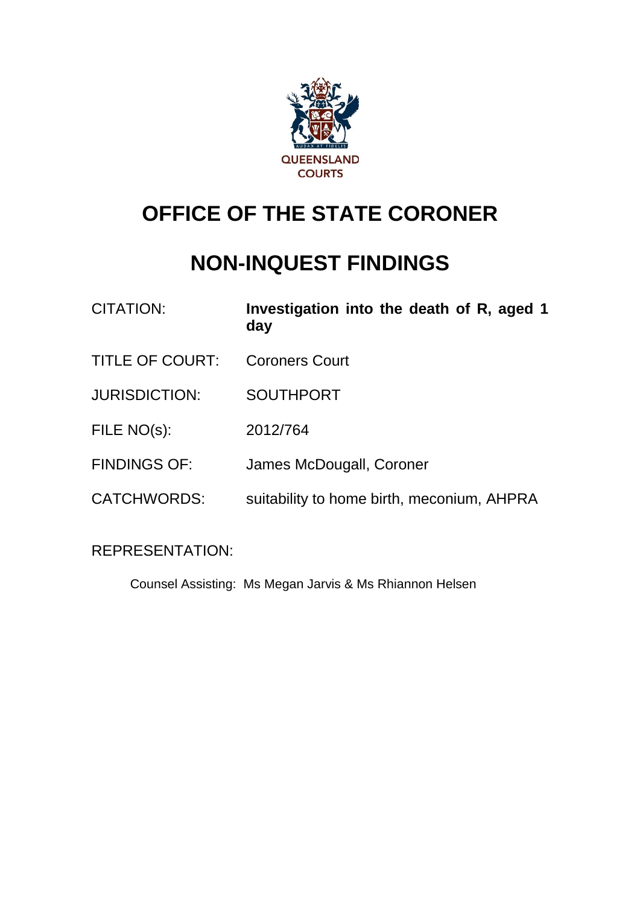QUEENSLAND COURTS

# OFFICE OF THE STATE CORONER

# NON-INQUEST FINDINGS

| | |
|---|---|
| CITATION: | **Investigation into the death of R, aged 1 day** |
| TITLE OF COURT: | Coroners Court |
| JURISDICTION: | SOUTHPORT |
| FILE NO(s): | 2012/764 |
| FINDINGS OF: | James McDougall, Coroner |
| CATCHWORDS: | suitability to home birth, meconium, AHPRA |

REPRESENTATION:

Counsel Assisting: Ms Megan Jarvis & Ms Rhiannon Helsen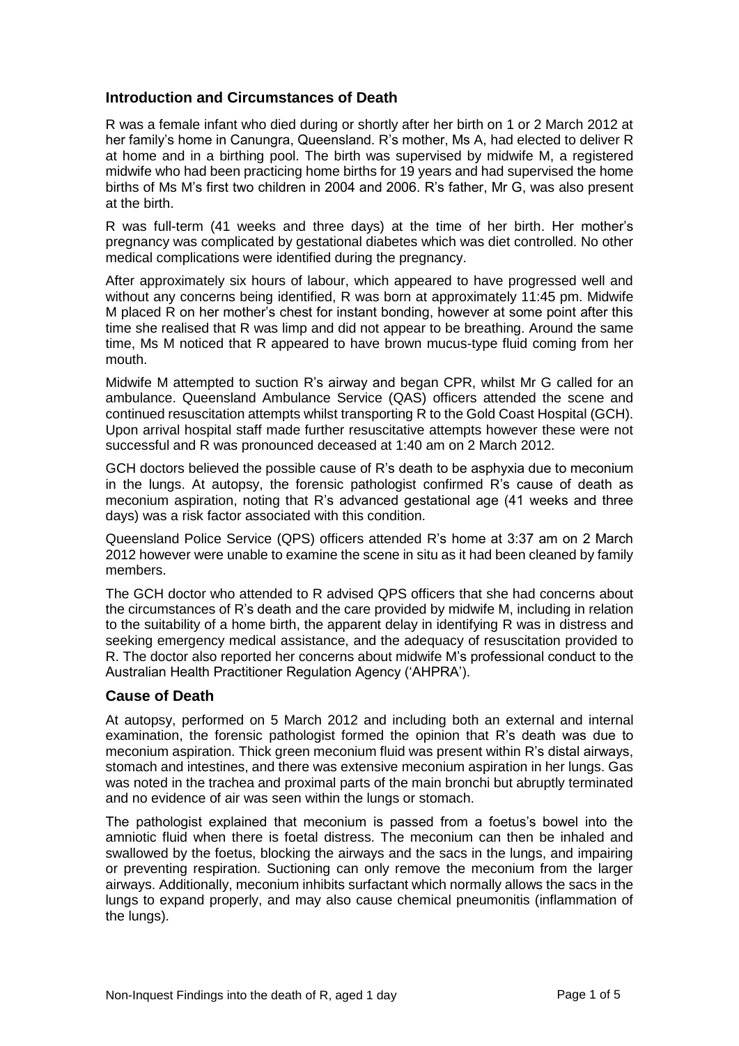## Introduction and Circumstances of Death

R was a female infant who died during or shortly after her birth on 1 or 2 March 2012 at her family's home in Canungra, Queensland. R's mother, Ms A, had elected to deliver R at home and in a birthing pool. The birth was supervised by midwife M, a registered midwife who had been practicing home births for 19 years and had supervised the home births of Ms M's first two children in 2004 and 2006. R's father, Mr G, was also present at the birth.

R was full-term (41 weeks and three days) at the time of her birth. Her mother's pregnancy was complicated by gestational diabetes which was diet controlled. No other medical complications were identified during the pregnancy.

After approximately six hours of labour, which appeared to have progressed well and without any concerns being identified, R was born at approximately 11:45 pm. Midwife M placed R on her mother's chest for instant bonding, however at some point after this time she realised that R was limp and did not appear to be breathing. Around the same time, Ms M noticed that R appeared to have brown mucus-type fluid coming from her mouth.

Midwife M attempted to suction R's airway and began CPR, whilst Mr G called for an ambulance. Queensland Ambulance Service (QAS) officers attended the scene and continued resuscitation attempts whilst transporting R to the Gold Coast Hospital (GCH). Upon arrival hospital staff made further resuscitative attempts however these were not successful and R was pronounced deceased at 1:40 am on 2 March 2012.

GCH doctors believed the possible cause of R's death to be asphyxia due to meconium in the lungs. At autopsy, the forensic pathologist confirmed R's cause of death as meconium aspiration, noting that R's advanced gestational age (41 weeks and three days) was a risk factor associated with this condition.

Queensland Police Service (QPS) officers attended R's home at 3:37 am on 2 March 2012 however were unable to examine the scene in situ as it had been cleaned by family members.

The GCH doctor who attended to R advised QPS officers that she had concerns about the circumstances of R's death and the care provided by midwife M, including in relation to the suitability of a home birth, the apparent delay in identifying R was in distress and seeking emergency medical assistance, and the adequacy of resuscitation provided to R. The doctor also reported her concerns about midwife M's professional conduct to the Australian Health Practitioner Regulation Agency ('AHPRA').

## Cause of Death

At autopsy, performed on 5 March 2012 and including both an external and internal examination, the forensic pathologist formed the opinion that R's death was due to meconium aspiration. Thick green meconium fluid was present within R's distal airways, stomach and intestines, and there was extensive meconium aspiration in her lungs. Gas was noted in the trachea and proximal parts of the main bronchi but abruptly terminated and no evidence of air was seen within the lungs or stomach.

The pathologist explained that meconium is passed from a foetus's bowel into the amniotic fluid when there is foetal distress. The meconium can then be inhaled and swallowed by the foetus, blocking the airways and the sacs in the lungs, and impairing or preventing respiration. Suctioning can only remove the meconium from the larger airways. Additionally, meconium inhibits surfactant which normally allows the sacs in the lungs to expand properly, and may also cause chemical pneumonitis (inflammation of the lungs).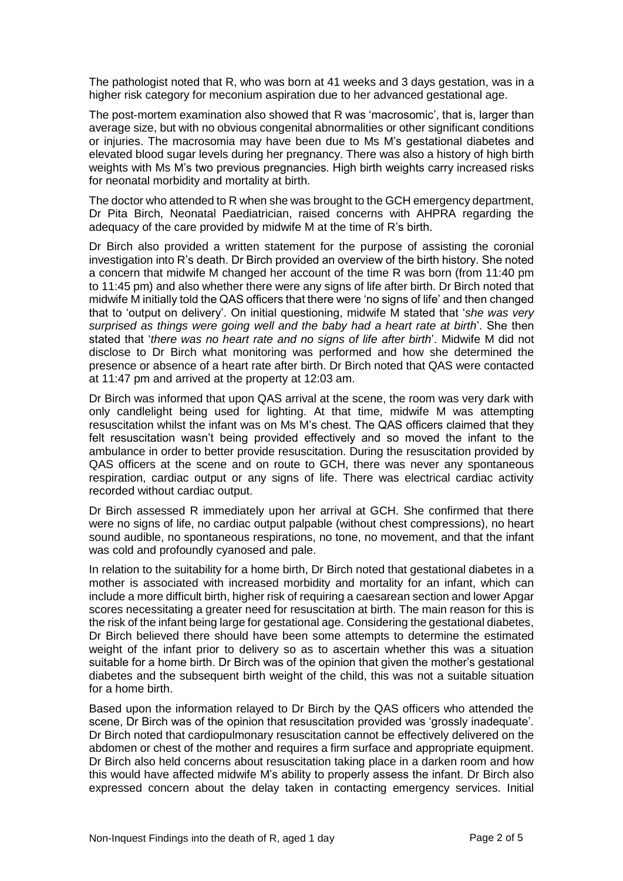The pathologist noted that R, who was born at 41 weeks and 3 days gestation, was in a higher risk category for meconium aspiration due to her advanced gestational age.

The post-mortem examination also showed that R was 'macrosomic', that is, larger than average size, but with no obvious congenital abnormalities or other significant conditions or injuries. The macrosomia may have been due to Ms M's gestational diabetes and elevated blood sugar levels during her pregnancy. There was also a history of high birth weights with Ms M's two previous pregnancies. High birth weights carry increased risks for neonatal morbidity and mortality at birth.

The doctor who attended to R when she was brought to the GCH emergency department, Dr Pita Birch, Neonatal Paediatrician, raised concerns with AHPRA regarding the adequacy of the care provided by midwife M at the time of R's birth.

Dr Birch also provided a written statement for the purpose of assisting the coronial investigation into R's death. Dr Birch provided an overview of the birth history. She noted a concern that midwife M changed her account of the time R was born (from 11:40 pm to 11:45 pm) and also whether there were any signs of life after birth. Dr Birch noted that midwife M initially told the QAS officers that there were 'no signs of life' and then changed that to 'output on delivery'. On initial questioning, midwife M stated that '*she was very surprised as things were going well and the baby had a heart rate at birth*'. She then stated that '*there was no heart rate and no signs of life after birth*'. Midwife M did not disclose to Dr Birch what monitoring was performed and how she determined the presence or absence of a heart rate after birth. Dr Birch noted that QAS were contacted at 11:47 pm and arrived at the property at 12:03 am.

Dr Birch was informed that upon QAS arrival at the scene, the room was very dark with only candlelight being used for lighting. At that time, midwife M was attempting resuscitation whilst the infant was on Ms M's chest. The QAS officers claimed that they felt resuscitation wasn't being provided effectively and so moved the infant to the ambulance in order to better provide resuscitation. During the resuscitation provided by QAS officers at the scene and on route to GCH, there was never any spontaneous respiration, cardiac output or any signs of life. There was electrical cardiac activity recorded without cardiac output.

Dr Birch assessed R immediately upon her arrival at GCH. She confirmed that there were no signs of life, no cardiac output palpable (without chest compressions), no heart sound audible, no spontaneous respirations, no tone, no movement, and that the infant was cold and profoundly cyanosed and pale.

In relation to the suitability for a home birth, Dr Birch noted that gestational diabetes in a mother is associated with increased morbidity and mortality for an infant, which can include a more difficult birth, higher risk of requiring a caesarean section and lower Apgar scores necessitating a greater need for resuscitation at birth. The main reason for this is the risk of the infant being large for gestational age. Considering the gestational diabetes, Dr Birch believed there should have been some attempts to determine the estimated weight of the infant prior to delivery so as to ascertain whether this was a situation suitable for a home birth. Dr Birch was of the opinion that given the mother's gestational diabetes and the subsequent birth weight of the child, this was not a suitable situation for a home birth.

Based upon the information relayed to Dr Birch by the QAS officers who attended the scene, Dr Birch was of the opinion that resuscitation provided was 'grossly inadequate'. Dr Birch noted that cardiopulmonary resuscitation cannot be effectively delivered on the abdomen or chest of the mother and requires a firm surface and appropriate equipment. Dr Birch also held concerns about resuscitation taking place in a darken room and how this would have affected midwife M's ability to properly assess the infant. Dr Birch also expressed concern about the delay taken in contacting emergency services. Initial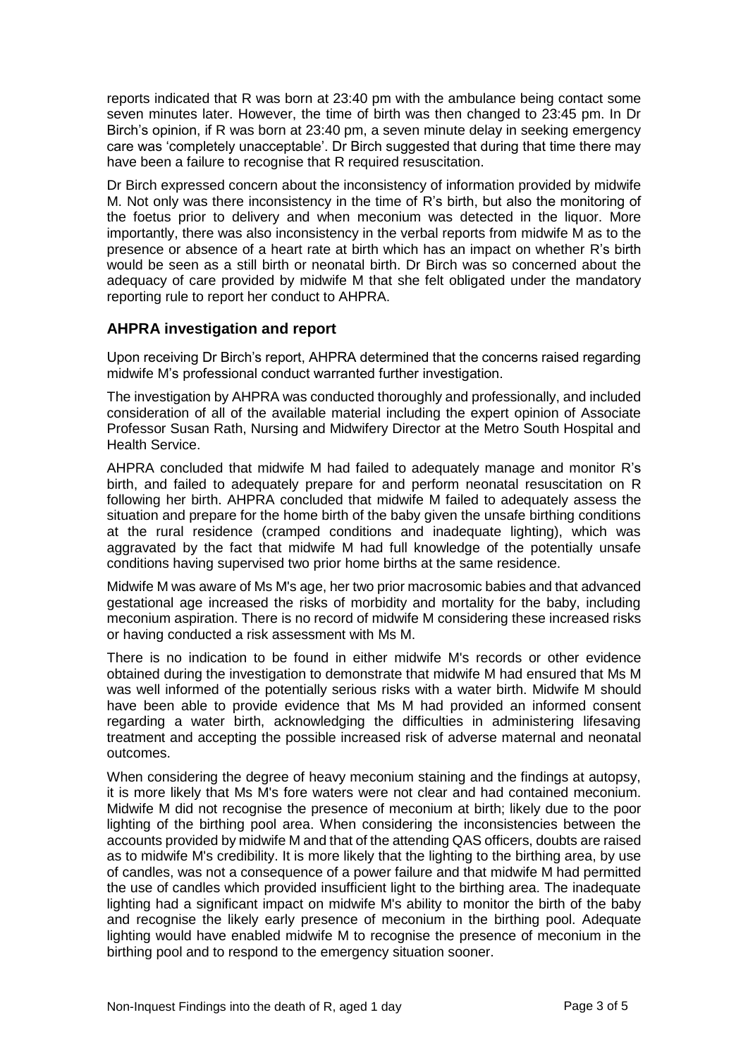reports indicated that R was born at 23:40 pm with the ambulance being contact some seven minutes later. However, the time of birth was then changed to 23:45 pm. In Dr Birch's opinion, if R was born at 23:40 pm, a seven minute delay in seeking emergency care was 'completely unacceptable'. Dr Birch suggested that during that time there may have been a failure to recognise that R required resuscitation.

Dr Birch expressed concern about the inconsistency of information provided by midwife M. Not only was there inconsistency in the time of R's birth, but also the monitoring of the foetus prior to delivery and when meconium was detected in the liquor. More importantly, there was also inconsistency in the verbal reports from midwife M as to the presence or absence of a heart rate at birth which has an impact on whether R's birth would be seen as a still birth or neonatal birth. Dr Birch was so concerned about the adequacy of care provided by midwife M that she felt obligated under the mandatory reporting rule to report her conduct to AHPRA.

## AHPRA investigation and report

Upon receiving Dr Birch's report, AHPRA determined that the concerns raised regarding midwife M's professional conduct warranted further investigation.

The investigation by AHPRA was conducted thoroughly and professionally, and included consideration of all of the available material including the expert opinion of Associate Professor Susan Rath, Nursing and Midwifery Director at the Metro South Hospital and Health Service.

AHPRA concluded that midwife M had failed to adequately manage and monitor R's birth, and failed to adequately prepare for and perform neonatal resuscitation on R following her birth. AHPRA concluded that midwife M failed to adequately assess the situation and prepare for the home birth of the baby given the unsafe birthing conditions at the rural residence (cramped conditions and inadequate lighting), which was aggravated by the fact that midwife M had full knowledge of the potentially unsafe conditions having supervised two prior home births at the same residence.

Midwife M was aware of Ms M's age, her two prior macrosomic babies and that advanced gestational age increased the risks of morbidity and mortality for the baby, including meconium aspiration. There is no record of midwife M considering these increased risks or having conducted a risk assessment with Ms M.

There is no indication to be found in either midwife M's records or other evidence obtained during the investigation to demonstrate that midwife M had ensured that Ms M was well informed of the potentially serious risks with a water birth. Midwife M should have been able to provide evidence that Ms M had provided an informed consent regarding a water birth, acknowledging the difficulties in administering lifesaving treatment and accepting the possible increased risk of adverse maternal and neonatal outcomes.

When considering the degree of heavy meconium staining and the findings at autopsy, it is more likely that Ms M's fore waters were not clear and had contained meconium. Midwife M did not recognise the presence of meconium at birth; likely due to the poor lighting of the birthing pool area. When considering the inconsistencies between the accounts provided by midwife M and that of the attending QAS officers, doubts are raised as to midwife M's credibility. It is more likely that the lighting to the birthing area, by use of candles, was not a consequence of a power failure and that midwife M had permitted the use of candles which provided insufficient light to the birthing area. The inadequate lighting had a significant impact on midwife M's ability to monitor the birth of the baby and recognise the likely early presence of meconium in the birthing pool. Adequate lighting would have enabled midwife M to recognise the presence of meconium in the birthing pool and to respond to the emergency situation sooner.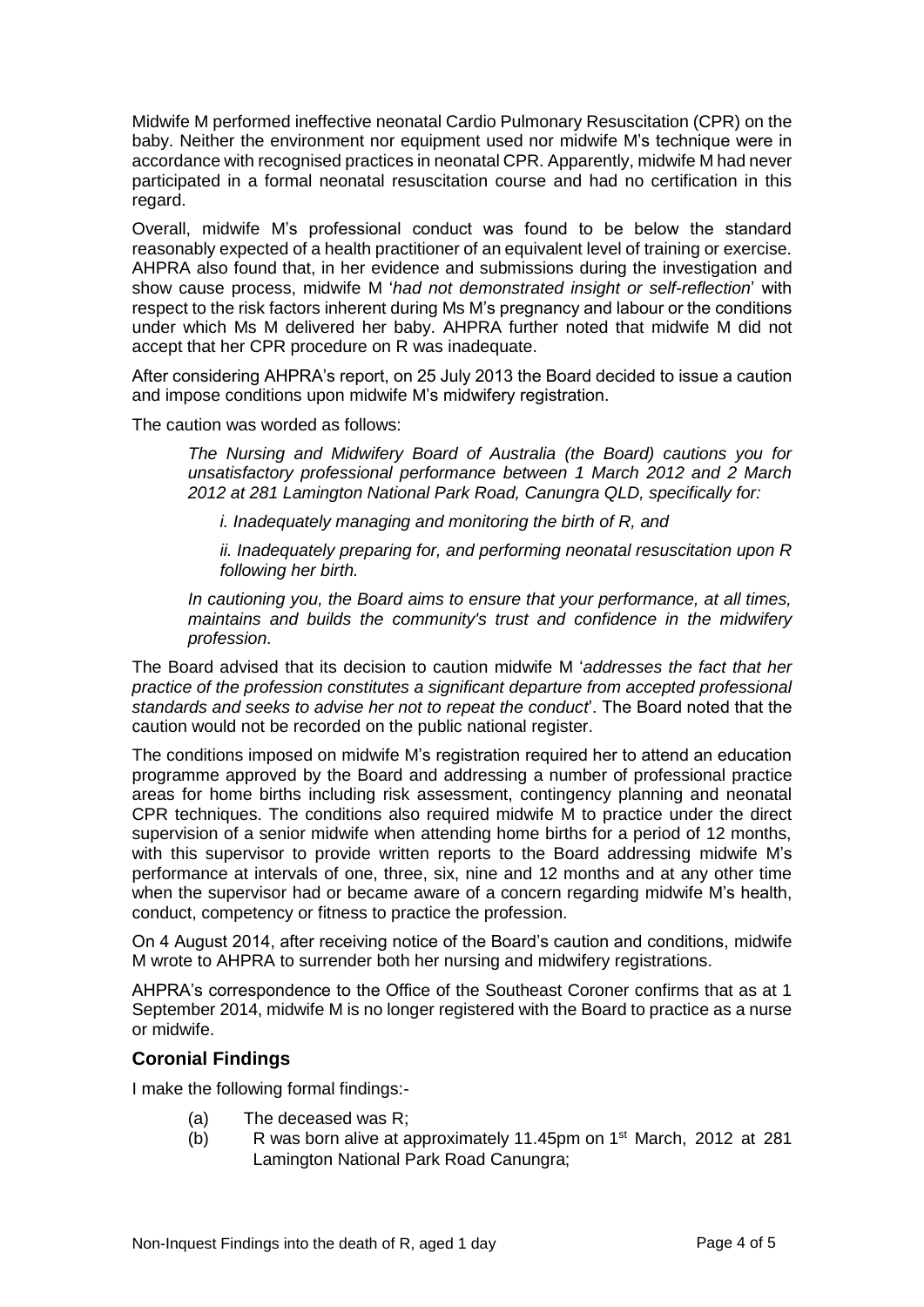Midwife M performed ineffective neonatal Cardio Pulmonary Resuscitation (CPR) on the baby. Neither the environment nor equipment used nor midwife M's technique were in accordance with recognised practices in neonatal CPR. Apparently, midwife M had never participated in a formal neonatal resuscitation course and had no certification in this regard.

Overall, midwife M's professional conduct was found to be below the standard reasonably expected of a health practitioner of an equivalent level of training or exercise. AHPRA also found that, in her evidence and submissions during the investigation and show cause process, midwife M '*had not demonstrated insight or self-reflection*' with respect to the risk factors inherent during Ms M's pregnancy and labour or the conditions under which Ms M delivered her baby. AHPRA further noted that midwife M did not accept that her CPR procedure on R was inadequate.

After considering AHPRA's report, on 25 July 2013 the Board decided to issue a caution and impose conditions upon midwife M's midwifery registration.

The caution was worded as follows:

> *The Nursing and Midwifery Board of Australia (the Board) cautions you for unsatisfactory professional performance between 1 March 2012 and 2 March 2012 at 281 Lamington National Park Road, Canungra QLD, specifically for:*
>
> > *i. Inadequately managing and monitoring the birth of R, and*
> >
> > *ii. Inadequately preparing for, and performing neonatal resuscitation upon R following her birth.*
>
> *In cautioning you, the Board aims to ensure that your performance, at all times, maintains and builds the community's trust and confidence in the midwifery profession.*

The Board advised that its decision to caution midwife M '*addresses the fact that her practice of the profession constitutes a significant departure from accepted professional standards and seeks to advise her not to repeat the conduct*'. The Board noted that the caution would not be recorded on the public national register.

The conditions imposed on midwife M's registration required her to attend an education programme approved by the Board and addressing a number of professional practice areas for home births including risk assessment, contingency planning and neonatal CPR techniques. The conditions also required midwife M to practice under the direct supervision of a senior midwife when attending home births for a period of 12 months, with this supervisor to provide written reports to the Board addressing midwife M's performance at intervals of one, three, six, nine and 12 months and at any other time when the supervisor had or became aware of a concern regarding midwife M's health, conduct, competency or fitness to practice the profession.

On 4 August 2014, after receiving notice of the Board's caution and conditions, midwife M wrote to AHPRA to surrender both her nursing and midwifery registrations.

AHPRA's correspondence to the Office of the Southeast Coroner confirms that as at 1 September 2014, midwife M is no longer registered with the Board to practice as a nurse or midwife.

## Coronial Findings

I make the following formal findings:-

(a) The deceased was R;

(b) R was born alive at approximately 11.45pm on 1st March, 2012 at 281 Lamington National Park Road Canungra;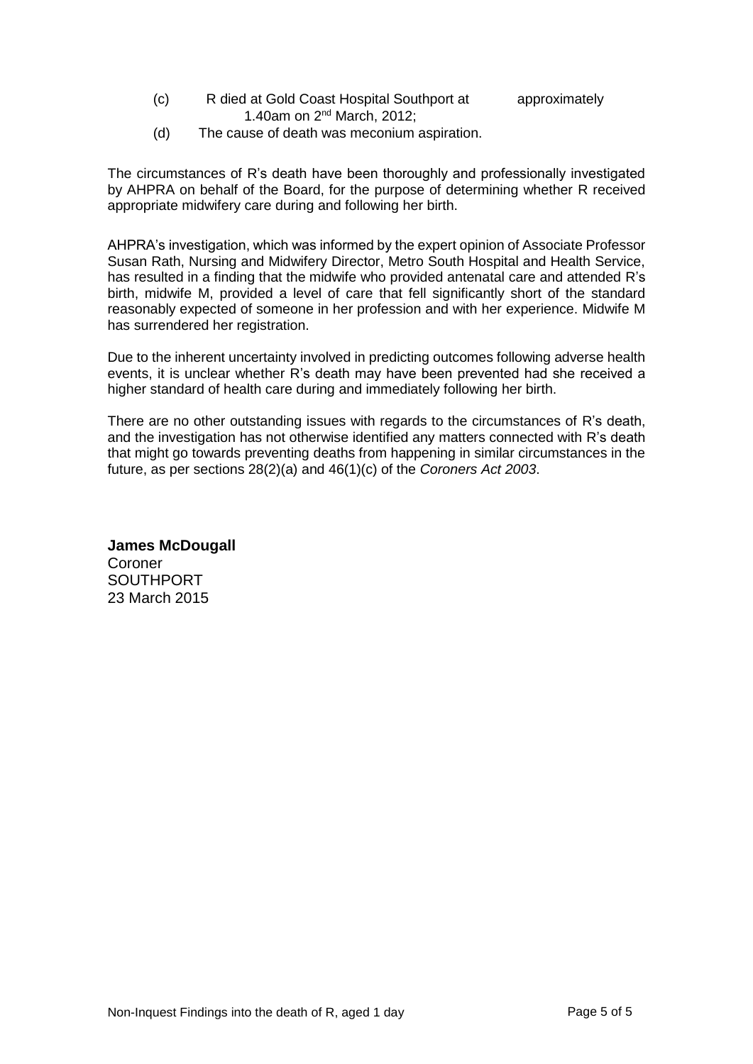(c) R died at Gold Coast Hospital Southport at approximately 1.40am on 2nd March, 2012;

(d) The cause of death was meconium aspiration.

The circumstances of R's death have been thoroughly and professionally investigated by AHPRA on behalf of the Board, for the purpose of determining whether R received appropriate midwifery care during and following her birth.

AHPRA's investigation, which was informed by the expert opinion of Associate Professor Susan Rath, Nursing and Midwifery Director, Metro South Hospital and Health Service, has resulted in a finding that the midwife who provided antenatal care and attended R's birth, midwife M, provided a level of care that fell significantly short of the standard reasonably expected of someone in her profession and with her experience. Midwife M has surrendered her registration.

Due to the inherent uncertainty involved in predicting outcomes following adverse health events, it is unclear whether R's death may have been prevented had she received a higher standard of health care during and immediately following her birth.

There are no other outstanding issues with regards to the circumstances of R's death, and the investigation has not otherwise identified any matters connected with R's death that might go towards preventing deaths from happening in similar circumstances in the future, as per sections 28(2)(a) and 46(1)(c) of the *Coroners Act 2003*.

**James McDougall**
Coroner
SOUTHPORT
23 March 2015